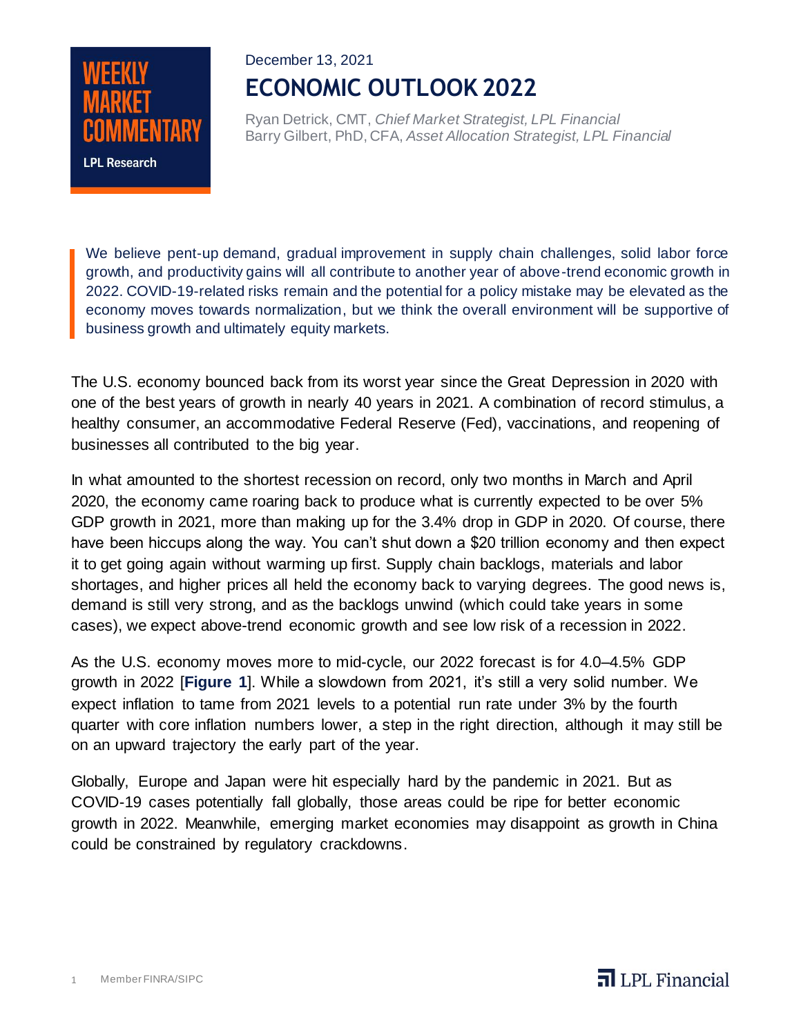WEEKLY MARKET COMMENTARY

LPL Research

December 13, 2021

# ECONOMIC OUTLOOK 2022

Ryan Detrick, CMT, *Chief Market Strategist, LPL Financial*
Barry Gilbert, PhD, CFA, *Asset Allocation Strategist, LPL Financial*

> We believe pent-up demand, gradual improvement in supply chain challenges, solid labor force growth, and productivity gains will all contribute to another year of above-trend economic growth in 2022. COVID-19-related risks remain and the potential for a policy mistake may be elevated as the economy moves towards normalization, but we think the overall environment will be supportive of business growth and ultimately equity markets.

The U.S. economy bounced back from its worst year since the Great Depression in 2020 with one of the best years of growth in nearly 40 years in 2021. A combination of record stimulus, a healthy consumer, an accommodative Federal Reserve (Fed), vaccinations, and reopening of businesses all contributed to the big year.

In what amounted to the shortest recession on record, only two months in March and April 2020, the economy came roaring back to produce what is currently expected to be over 5% GDP growth in 2021, more than making up for the 3.4% drop in GDP in 2020. Of course, there have been hiccups along the way. You can't shut down a $20 trillion economy and then expect it to get going again without warming up first. Supply chain backlogs, materials and labor shortages, and higher prices all held the economy back to varying degrees. The good news is, demand is still very strong, and as the backlogs unwind (which could take years in some cases), we expect above-trend economic growth and see low risk of a recession in 2022.

As the U.S. economy moves more to mid-cycle, our 2022 forecast is for 4.0–4.5% GDP growth in 2022 [**Figure 1**]. While a slowdown from 2021, it's still a very solid number. We expect inflation to tame from 2021 levels to a potential run rate under 3% by the fourth quarter with core inflation numbers lower, a step in the right direction, although it may still be on an upward trajectory the early part of the year.

Globally, Europe and Japan were hit especially hard by the pandemic in 2021. But as COVID-19 cases potentially fall globally, those areas could be ripe for better economic growth in 2022. Meanwhile, emerging market economies may disappoint as growth in China could be constrained by regulatory crackdowns.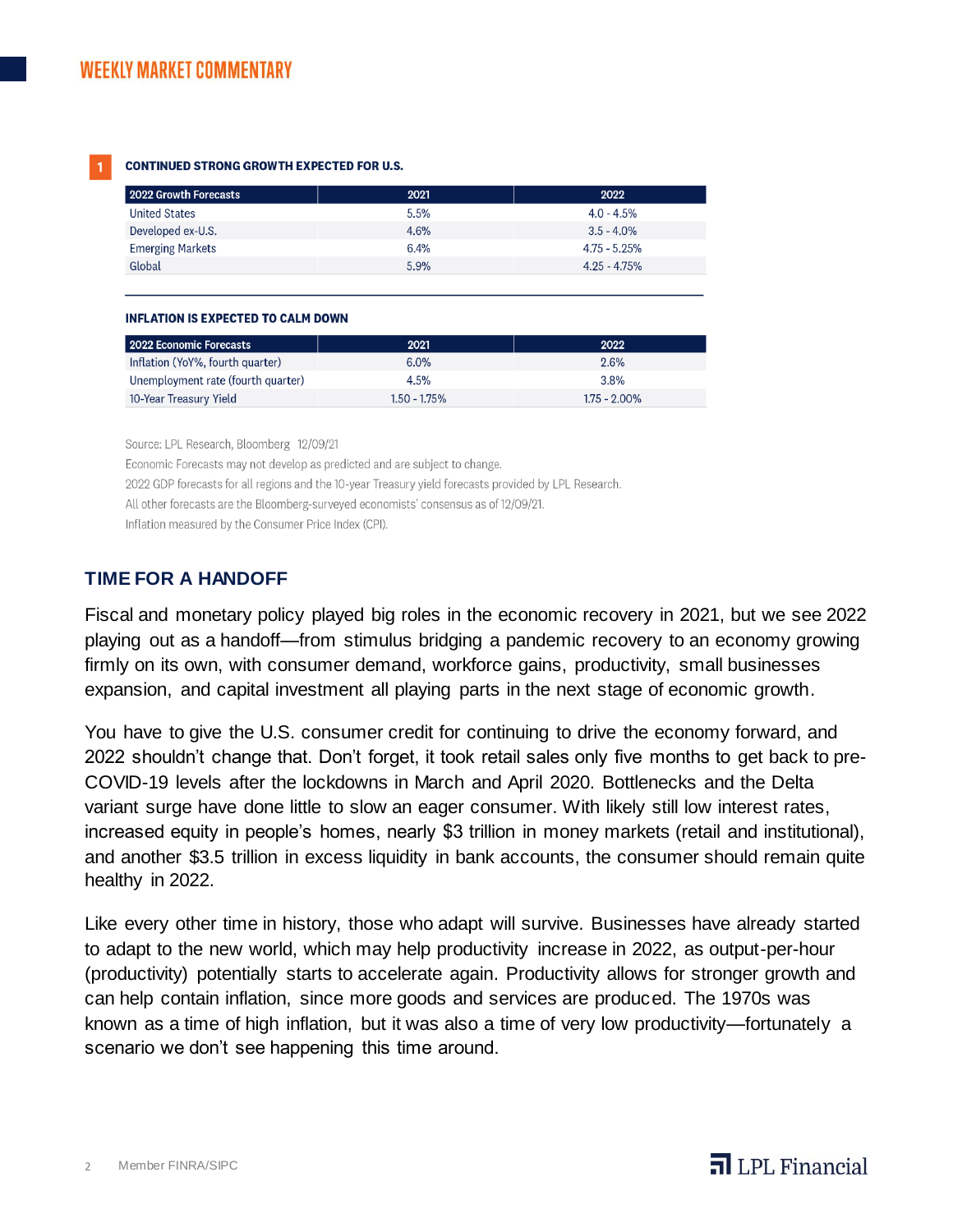**1** **CONTINUED STRONG GROWTH EXPECTED FOR U.S.**

| 2022 Growth Forecasts | 2021 | 2022 |
|---|---|---|
| United States | 5.5% | 4.0 - 4.5% |
| Developed ex-U.S. | 4.6% | 3.5 - 4.0% |
| Emerging Markets | 6.4% | 4.75 - 5.25% |
| Global | 5.9% | 4.25 - 4.75% |

**INFLATION IS EXPECTED TO CALM DOWN**

| 2022 Economic Forecasts | 2021 | 2022 |
|---|---|---|
| Inflation (YoY%, fourth quarter) | 6.0% | 2.6% |
| Unemployment rate (fourth quarter) | 4.5% | 3.8% |
| 10-Year Treasury Yield | 1.50 - 1.75% | 1.75 - 2.00% |

Source: LPL Research, Bloomberg 12/09/21

Economic Forecasts may not develop as predicted and are subject to change.

2022 GDP forecasts for all regions and the 10-year Treasury yield forecasts provided by LPL Research.

All other forecasts are the Bloomberg-surveyed economists' consensus as of 12/09/21.

Inflation measured by the Consumer Price Index (CPI).

## TIME FOR A HANDOFF

Fiscal and monetary policy played big roles in the economic recovery in 2021, but we see 2022 playing out as a handoff—from stimulus bridging a pandemic recovery to an economy growing firmly on its own, with consumer demand, workforce gains, productivity, small businesses expansion, and capital investment all playing parts in the next stage of economic growth.

You have to give the U.S. consumer credit for continuing to drive the economy forward, and 2022 shouldn't change that. Don't forget, it took retail sales only five months to get back to pre-COVID-19 levels after the lockdowns in March and April 2020. Bottlenecks and the Delta variant surge have done little to slow an eager consumer. With likely still low interest rates, increased equity in people's homes, nearly $3 trillion in money markets (retail and institutional), and another $3.5 trillion in excess liquidity in bank accounts, the consumer should remain quite healthy in 2022.

Like every other time in history, those who adapt will survive. Businesses have already started to adapt to the new world, which may help productivity increase in 2022, as output-per-hour (productivity) potentially starts to accelerate again. Productivity allows for stronger growth and can help contain inflation, since more goods and services are produced. The 1970s was known as a time of high inflation, but it was also a time of very low productivity—fortunately a scenario we don't see happening this time around.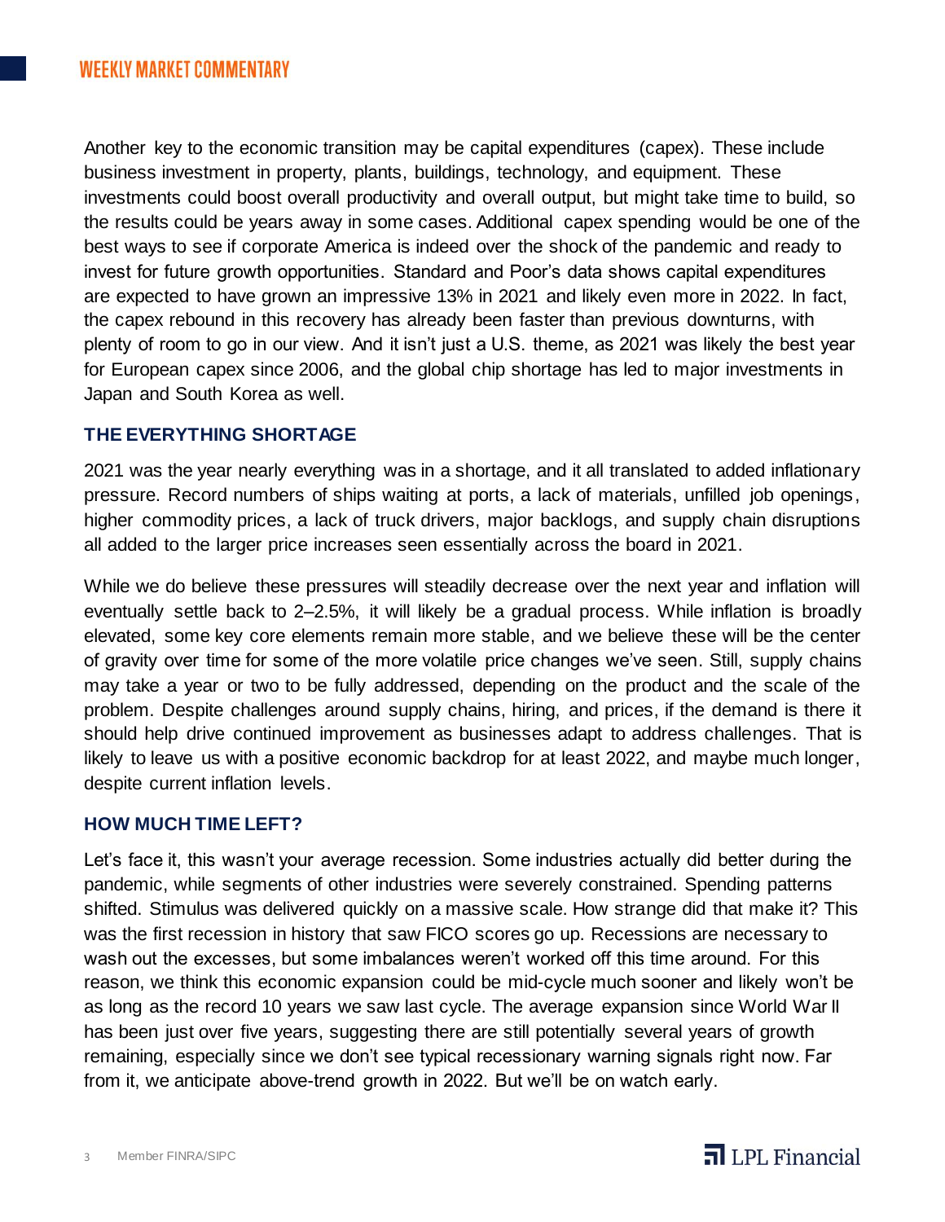Another key to the economic transition may be capital expenditures (capex). These include business investment in property, plants, buildings, technology, and equipment. These investments could boost overall productivity and overall output, but might take time to build, so the results could be years away in some cases. Additional capex spending would be one of the best ways to see if corporate America is indeed over the shock of the pandemic and ready to invest for future growth opportunities. Standard and Poor's data shows capital expenditures are expected to have grown an impressive 13% in 2021 and likely even more in 2022. In fact, the capex rebound in this recovery has already been faster than previous downturns, with plenty of room to go in our view. And it isn't just a U.S. theme, as 2021 was likely the best year for European capex since 2006, and the global chip shortage has led to major investments in Japan and South Korea as well.

### THE EVERYTHING SHORTAGE

2021 was the year nearly everything was in a shortage, and it all translated to added inflationary pressure. Record numbers of ships waiting at ports, a lack of materials, unfilled job openings, higher commodity prices, a lack of truck drivers, major backlogs, and supply chain disruptions all added to the larger price increases seen essentially across the board in 2021.

While we do believe these pressures will steadily decrease over the next year and inflation will eventually settle back to 2–2.5%, it will likely be a gradual process. While inflation is broadly elevated, some key core elements remain more stable, and we believe these will be the center of gravity over time for some of the more volatile price changes we've seen. Still, supply chains may take a year or two to be fully addressed, depending on the product and the scale of the problem. Despite challenges around supply chains, hiring, and prices, if the demand is there it should help drive continued improvement as businesses adapt to address challenges. That is likely to leave us with a positive economic backdrop for at least 2022, and maybe much longer, despite current inflation levels.

### HOW MUCH TIME LEFT?

Let's face it, this wasn't your average recession. Some industries actually did better during the pandemic, while segments of other industries were severely constrained. Spending patterns shifted. Stimulus was delivered quickly on a massive scale. How strange did that make it? This was the first recession in history that saw FICO scores go up. Recessions are necessary to wash out the excesses, but some imbalances weren't worked off this time around. For this reason, we think this economic expansion could be mid-cycle much sooner and likely won't be as long as the record 10 years we saw last cycle. The average expansion since World War II has been just over five years, suggesting there are still potentially several years of growth remaining, especially since we don't see typical recessionary warning signals right now. Far from it, we anticipate above-trend growth in 2022. But we'll be on watch early.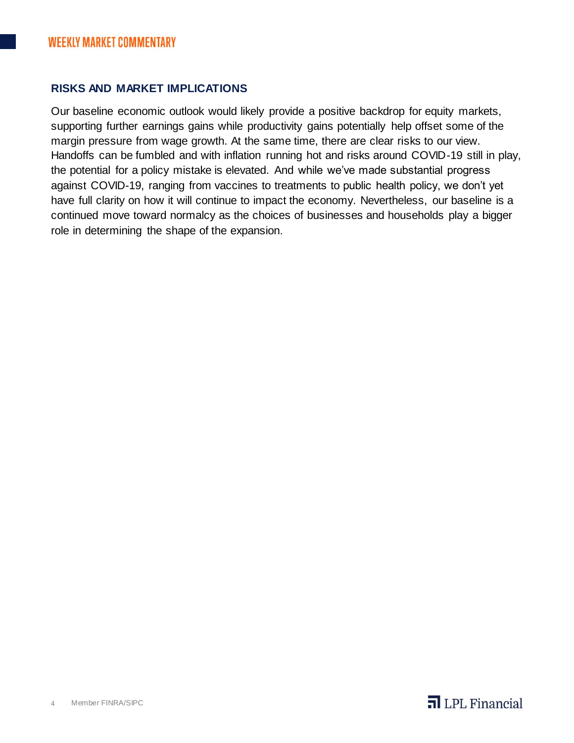## RISKS AND MARKET IMPLICATIONS

Our baseline economic outlook would likely provide a positive backdrop for equity markets, supporting further earnings gains while productivity gains potentially help offset some of the margin pressure from wage growth. At the same time, there are clear risks to our view. Handoffs can be fumbled and with inflation running hot and risks around COVID-19 still in play, the potential for a policy mistake is elevated. And while we've made substantial progress against COVID-19, ranging from vaccines to treatments to public health policy, we don't yet have full clarity on how it will continue to impact the economy. Nevertheless, our baseline is a continued move toward normalcy as the choices of businesses and households play a bigger role in determining the shape of the expansion.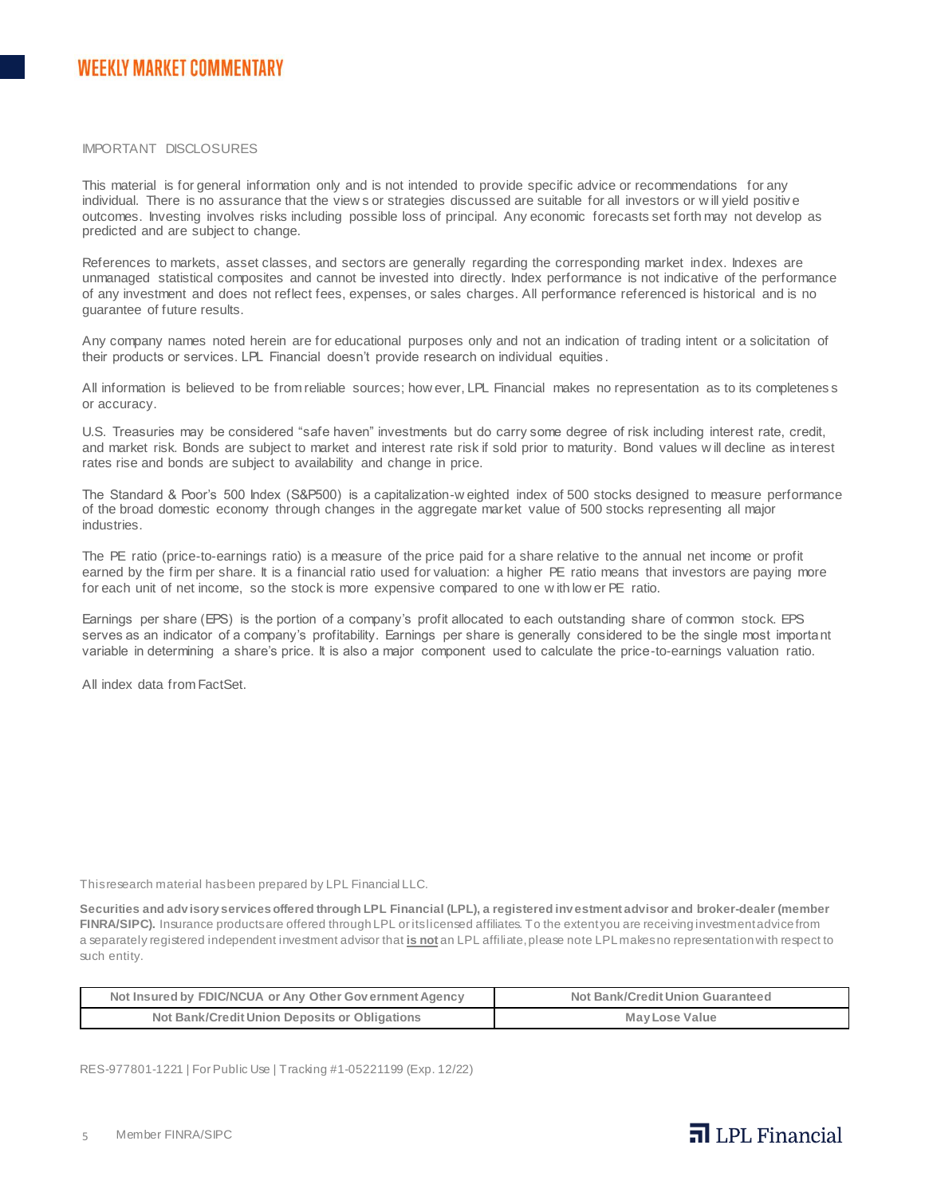IMPORTANT DISCLOSURES

This material is for general information only and is not intended to provide specific advice or recommendations for any individual. There is no assurance that the views or strategies discussed are suitable for all investors or will yield positive outcomes. Investing involves risks including possible loss of principal. Any economic forecasts set forth may not develop as predicted and are subject to change.

References to markets, asset classes, and sectors are generally regarding the corresponding market index. Indexes are unmanaged statistical composites and cannot be invested into directly. Index performance is not indicative of the performance of any investment and does not reflect fees, expenses, or sales charges. All performance referenced is historical and is no guarantee of future results.

Any company names noted herein are for educational purposes only and not an indication of trading intent or a solicitation of their products or services. LPL Financial doesn't provide research on individual equities.

All information is believed to be from reliable sources; however, LPL Financial makes no representation as to its completeness or accuracy.

U.S. Treasuries may be considered "safe haven" investments but do carry some degree of risk including interest rate, credit, and market risk. Bonds are subject to market and interest rate risk if sold prior to maturity. Bond values will decline as interest rates rise and bonds are subject to availability and change in price.

The Standard & Poor's 500 Index (S&P500) is a capitalization-weighted index of 500 stocks designed to measure performance of the broad domestic economy through changes in the aggregate market value of 500 stocks representing all major industries.

The PE ratio (price-to-earnings ratio) is a measure of the price paid for a share relative to the annual net income or profit earned by the firm per share. It is a financial ratio used for valuation: a higher PE ratio means that investors are paying more for each unit of net income, so the stock is more expensive compared to one with lower PE ratio.

Earnings per share (EPS) is the portion of a company's profit allocated to each outstanding share of common stock. EPS serves as an indicator of a company's profitability. Earnings per share is generally considered to be the single most important variable in determining a share's price. It is also a major component used to calculate the price-to-earnings valuation ratio.

All index data from FactSet.

This research material has been prepared by LPL Financial LLC.

**Securities and advisory services offered through LPL Financial (LPL), a registered investment advisor and broker-dealer (member FINRA/SIPC).** Insurance products are offered through LPL or its licensed affiliates. To the extent you are receiving investment advice from a separately registered independent investment advisor that **is not** an LPL affiliate, please note LPL makes no representation with respect to such entity.

| | |
|---|---|
| Not Insured by FDIC/NCUA or Any Other Government Agency | Not Bank/Credit Union Guaranteed |
| Not Bank/Credit Union Deposits or Obligations | May Lose Value |

RES-977801-1221 | For Public Use | Tracking #1-05221199 (Exp. 12/22)

Member FINRA/SIPC